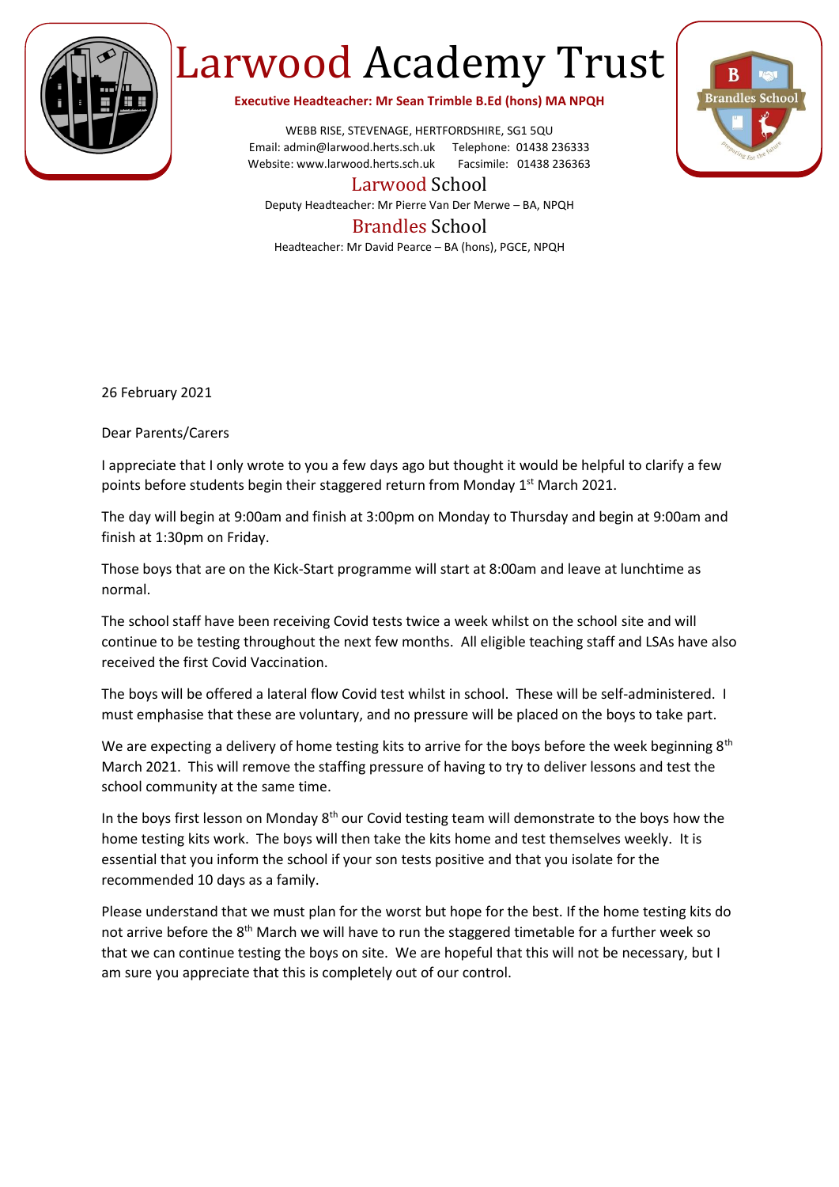# Larwood Academy Trust

**Executive Headteacher: Mr Sean Trimble B.Ed (hons) MA NPQH**

WEBB RISE, STEVENAGE, HERTFORDSHIRE, SG1 5QU
Email: admin@larwood.herts.sch.uk Telephone: 01438 236333
Website: www.larwood.herts.sch.uk Facsimile: 01438 236363

## Larwood School

Deputy Headteacher: Mr Pierre Van Der Merwe – BA, NPQH

## Brandles School

Headteacher: Mr David Pearce – BA (hons), PGCE, NPQH

26 February 2021

Dear Parents/Carers

I appreciate that I only wrote to you a few days ago but thought it would be helpful to clarify a few points before students begin their staggered return from Monday 1st March 2021.

The day will begin at 9:00am and finish at 3:00pm on Monday to Thursday and begin at 9:00am and finish at 1:30pm on Friday.

Those boys that are on the Kick-Start programme will start at 8:00am and leave at lunchtime as normal.

The school staff have been receiving Covid tests twice a week whilst on the school site and will continue to be testing throughout the next few months. All eligible teaching staff and LSAs have also received the first Covid Vaccination.

The boys will be offered a lateral flow Covid test whilst in school. These will be self-administered. I must emphasise that these are voluntary, and no pressure will be placed on the boys to take part.

We are expecting a delivery of home testing kits to arrive for the boys before the week beginning 8th March 2021. This will remove the staffing pressure of having to try to deliver lessons and test the school community at the same time.

In the boys first lesson on Monday 8th our Covid testing team will demonstrate to the boys how the home testing kits work. The boys will then take the kits home and test themselves weekly. It is essential that you inform the school if your son tests positive and that you isolate for the recommended 10 days as a family.

Please understand that we must plan for the worst but hope for the best. If the home testing kits do not arrive before the 8th March we will have to run the staggered timetable for a further week so that we can continue testing the boys on site. We are hopeful that this will not be necessary, but I am sure you appreciate that this is completely out of our control.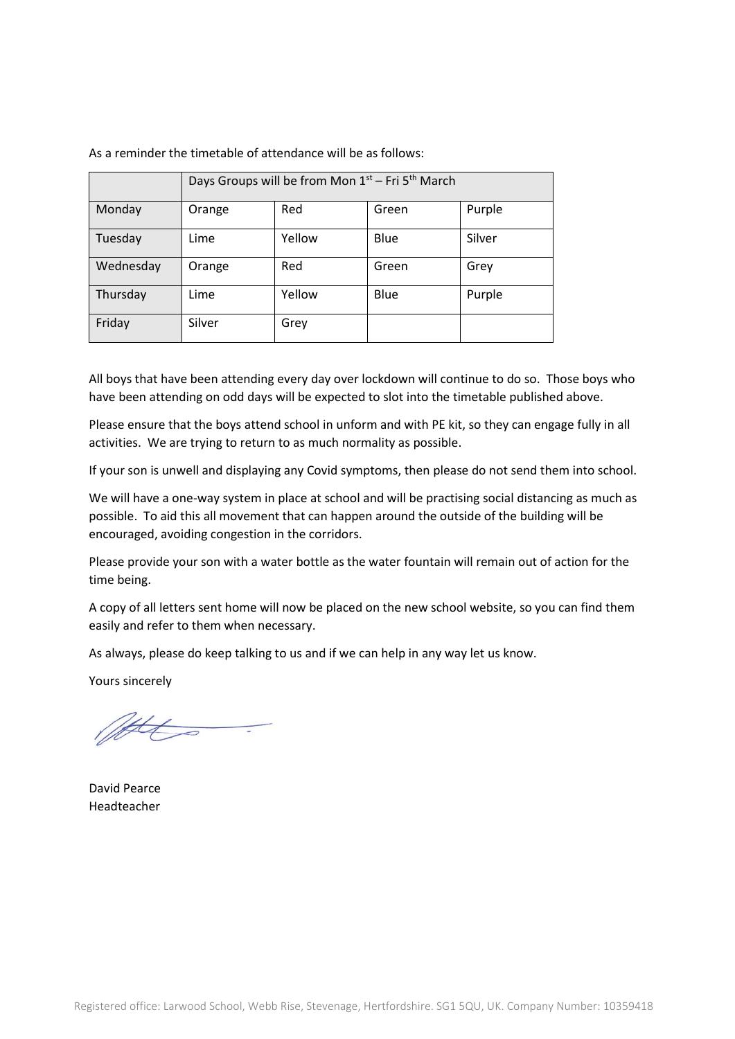As a reminder the timetable of attendance will be as follows:

| | Days Groups will be from Mon 1st – Fri 5th March | | | |
|---|---|---|---|---|
| Monday | Orange | Red | Green | Purple |
| Tuesday | Lime | Yellow | Blue | Silver |
| Wednesday | Orange | Red | Green | Grey |
| Thursday | Lime | Yellow | Blue | Purple |
| Friday | Silver | Grey | | |

All boys that have been attending every day over lockdown will continue to do so. Those boys who have been attending on odd days will be expected to slot into the timetable published above.

Please ensure that the boys attend school in unform and with PE kit, so they can engage fully in all activities. We are trying to return to as much normality as possible.

If your son is unwell and displaying any Covid symptoms, then please do not send them into school.

We will have a one-way system in place at school and will be practising social distancing as much as possible. To aid this all movement that can happen around the outside of the building will be encouraged, avoiding congestion in the corridors.

Please provide your son with a water bottle as the water fountain will remain out of action for the time being.

A copy of all letters sent home will now be placed on the new school website, so you can find them easily and refer to them when necessary.

As always, please do keep talking to us and if we can help in any way let us know.

Yours sincerely

David Pearce
Headteacher

Registered office: Larwood School, Webb Rise, Stevenage, Hertfordshire. SG1 5QU, UK. Company Number: 10359418